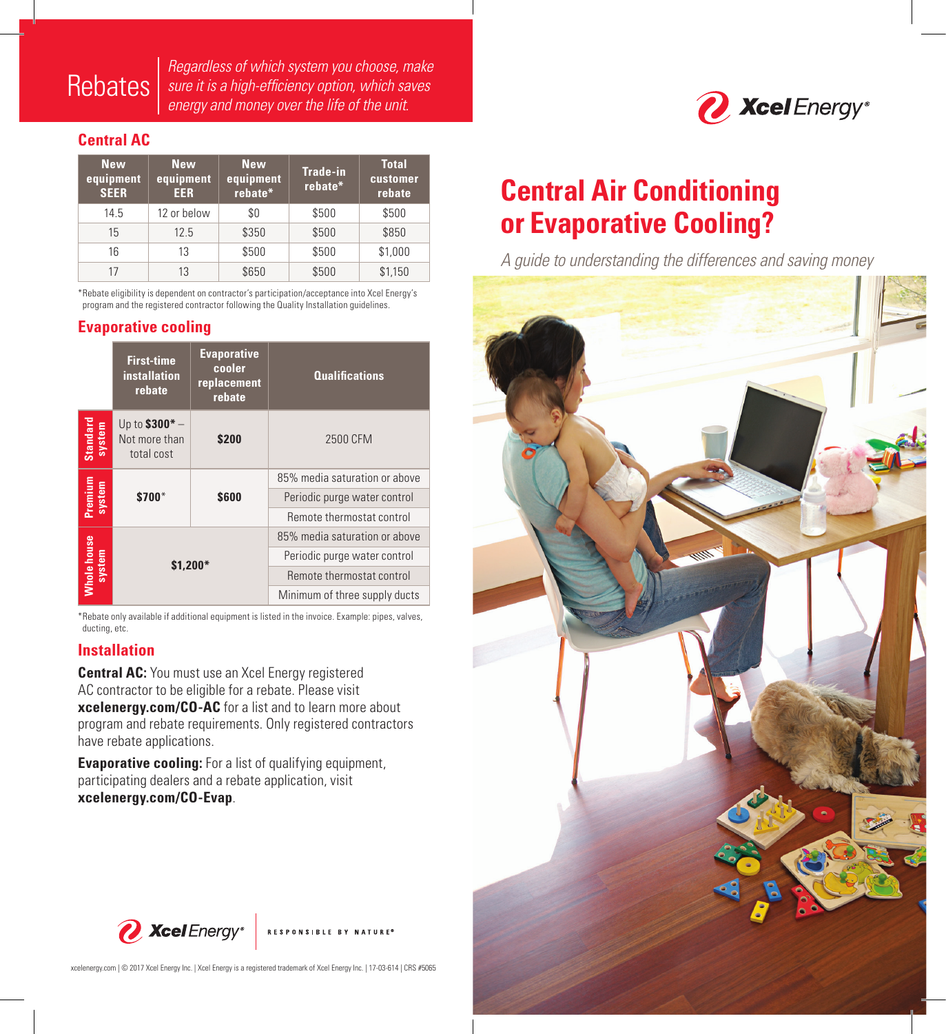# Rebates

*Regardless of which system you choose, make sure it is a high-efficiency option, which saves energy and money over the life of the unit.*

## Central AC

| New equipment SEER | New equipment EER | New equipment rebate* | Trade-in rebate* | Total customer rebate |
|---|---|---|---|---|
| 14.5 | 12 or below | $0 | $500 | $500 |
| 15 | 12.5 | $350 | $500 | $850 |
| 16 | 13 | $500 | $500 | $1,000 |
| 17 | 13 | $650 | $500 | $1,150 |

*Rebate eligibility is dependent on contractor's participation/acceptance into Xcel Energy's program and the registered contractor following the Quality Installation guidelines.

## Evaporative cooling

| | First-time installation rebate | Evaporative cooler replacement rebate | Qualifications |
|---|---|---|---|
| Standard system | Up to **$300*** – Not more than total cost | **$200** | 2500 CFM |
| Premium system | **$700*** | **$600** | 85% media saturation or above |
| | | | Periodic purge water control |
| | | | Remote thermostat control |
| Whole house system | **$1,200*** | | 85% media saturation or above |
| | | | Periodic purge water control |
| | | | Remote thermostat control |
| | | | Minimum of three supply ducts |

*Rebate only available if additional equipment is listed in the invoice. Example: pipes, valves, ducting, etc.

## Installation

**Central AC:** You must use an Xcel Energy registered AC contractor to be eligible for a rebate. Please visit **xcelenergy.com/CO-AC** for a list and to learn more about program and rebate requirements. Only registered contractors have rebate applications.

**Evaporative cooling:** For a list of qualifying equipment, participating dealers and a rebate application, visit **xcelenergy.com/CO-Evap**.

Xcel Energy® RESPONSIBLE BY NATURE®

xcelenergy.com | © 2017 Xcel Energy Inc. | Xcel Energy is a registered trademark of Xcel Energy Inc. | 17-03-614 | CRS #5065

Xcel Energy®

# Central Air Conditioning or Evaporative Cooling?

*A guide to understanding the differences and saving money*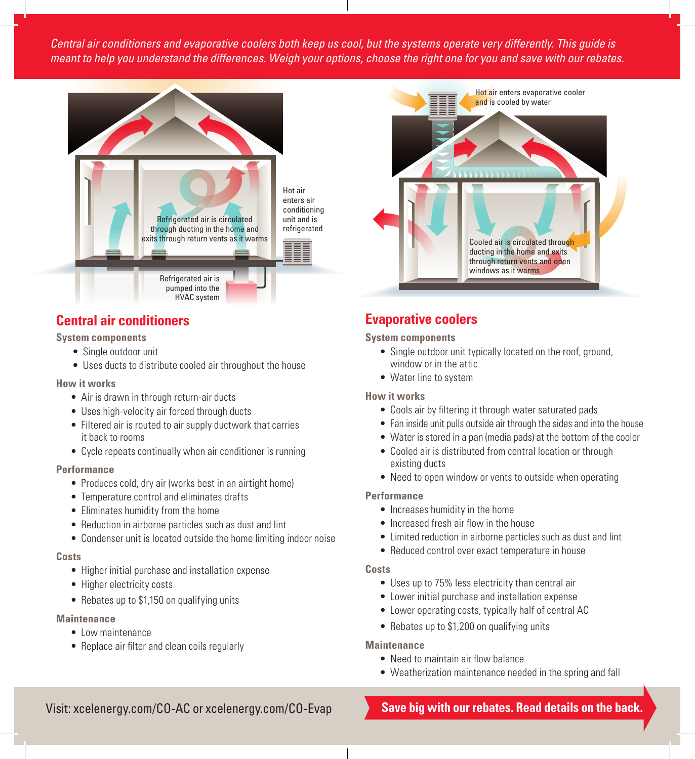*Central air conditioners and evaporative coolers both keep us cool, but the systems operate very differently. This guide is meant to help you understand the differences. Weigh your options, choose the right one for you and save with our rebates.*

Refrigerated air is circulated through ducting in the home and exits through return vents as it warms

Hot air enters air conditioning unit and is refrigerated

Refrigerated air is pumped into the HVAC system

Hot air enters evaporative cooler and is cooled by water

Cooled air is circulated through ducting in the home and exits through return vents and open windows as it warms

## Central air conditioners

### System components

- Single outdoor unit
- Uses ducts to distribute cooled air throughout the house

### How it works

- Air is drawn in through return-air ducts
- Uses high-velocity air forced through ducts
- Filtered air is routed to air supply ductwork that carries it back to rooms
- Cycle repeats continually when air conditioner is running

### Performance

- Produces cold, dry air (works best in an airtight home)
- Temperature control and eliminates drafts
- Eliminates humidity from the home
- Reduction in airborne particles such as dust and lint
- Condenser unit is located outside the home limiting indoor noise

### Costs

- Higher initial purchase and installation expense
- Higher electricity costs
- Rebates up to $1,150 on qualifying units

### Maintenance

- Low maintenance
- Replace air filter and clean coils regularly

## Evaporative coolers

### System components

- Single outdoor unit typically located on the roof, ground, window or in the attic
- Water line to system

### How it works

- Cools air by filtering it through water saturated pads
- Fan inside unit pulls outside air through the sides and into the house
- Water is stored in a pan (media pads) at the bottom of the cooler
- Cooled air is distributed from central location or through existing ducts
- Need to open window or vents to outside when operating

### Performance

- Increases humidity in the home
- Increased fresh air flow in the house
- Limited reduction in airborne particles such as dust and lint
- Reduced control over exact temperature in house

### Costs

- Uses up to 75% less electricity than central air
- Lower initial purchase and installation expense
- Lower operating costs, typically half of central AC
- Rebates up to $1,200 on qualifying units

### Maintenance

- Need to maintain air flow balance
- Weatherization maintenance needed in the spring and fall

Visit: xcelenergy.com/CO-AC or xcelenergy.com/CO-Evap

**Save big with our rebates. Read details on the back.**